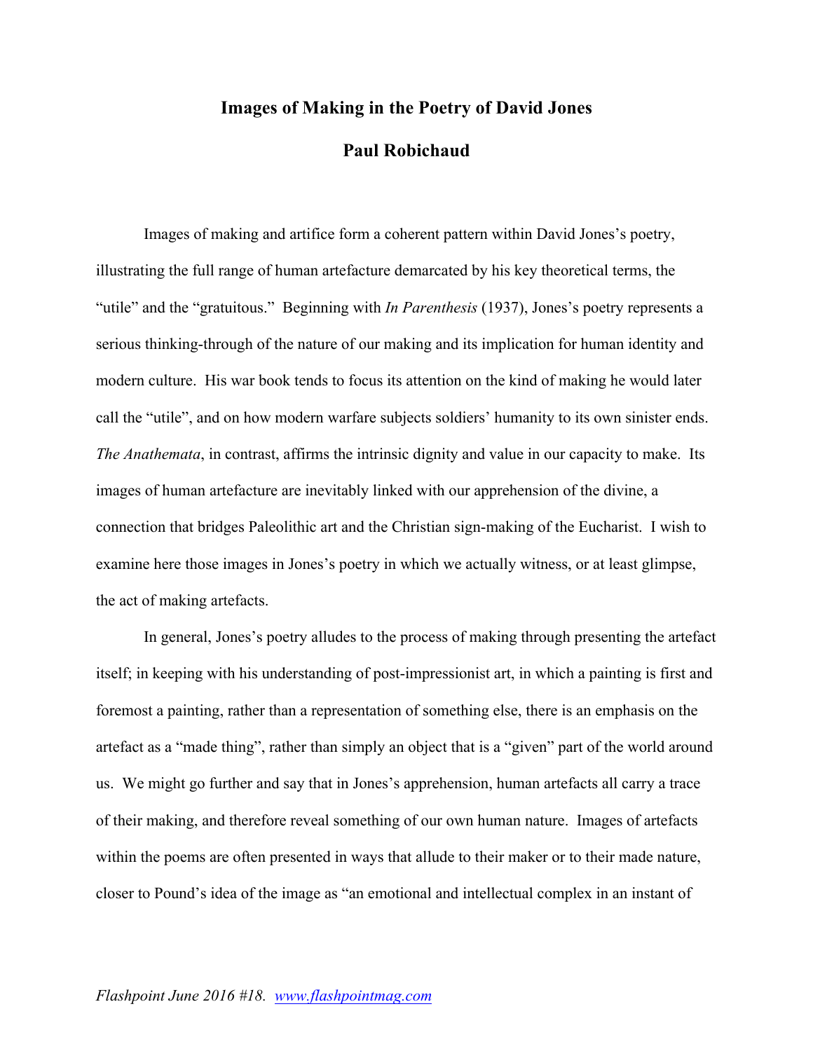# Images of Making in the Poetry of David Jones

## Paul Robichaud

Images of making and artifice form a coherent pattern within David Jones's poetry, illustrating the full range of human artefacture demarcated by his key theoretical terms, the "utile" and the "gratuitous." Beginning with *In Parenthesis* (1937), Jones's poetry represents a serious thinking-through of the nature of our making and its implication for human identity and modern culture. His war book tends to focus its attention on the kind of making he would later call the "utile", and on how modern warfare subjects soldiers' humanity to its own sinister ends. *The Anathemata*, in contrast, affirms the intrinsic dignity and value in our capacity to make. Its images of human artefacture are inevitably linked with our apprehension of the divine, a connection that bridges Paleolithic art and the Christian sign-making of the Eucharist. I wish to examine here those images in Jones's poetry in which we actually witness, or at least glimpse, the act of making artefacts.

In general, Jones's poetry alludes to the process of making through presenting the artefact itself; in keeping with his understanding of post-impressionist art, in which a painting is first and foremost a painting, rather than a representation of something else, there is an emphasis on the artefact as a "made thing", rather than simply an object that is a "given" part of the world around us. We might go further and say that in Jones's apprehension, human artefacts all carry a trace of their making, and therefore reveal something of our own human nature. Images of artefacts within the poems are often presented in ways that allude to their maker or to their made nature, closer to Pound's idea of the image as "an emotional and intellectual complex in an instant of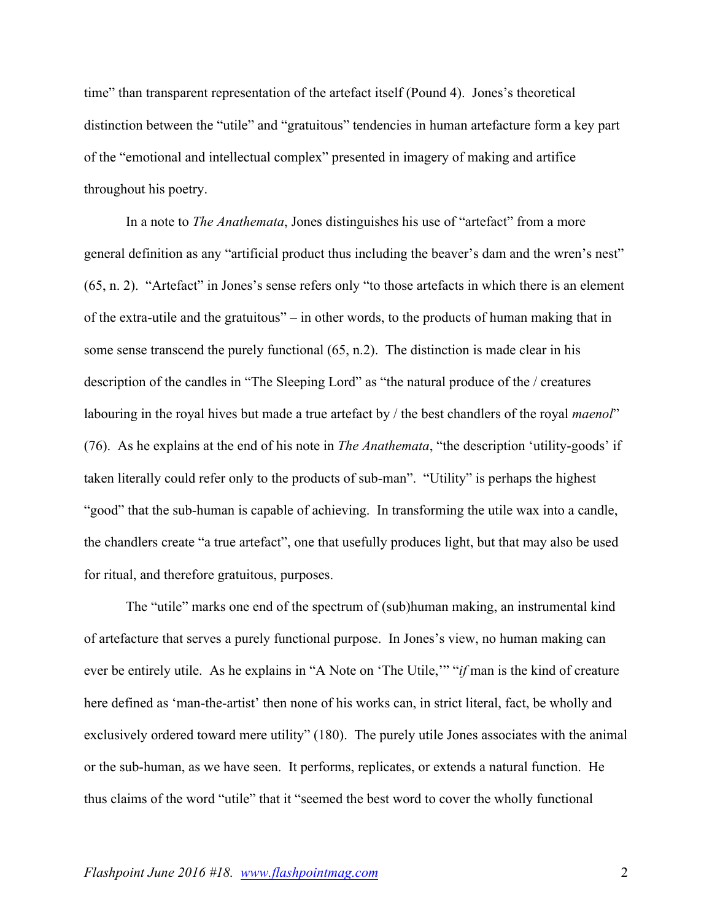time" than transparent representation of the artefact itself (Pound 4). Jones's theoretical distinction between the "utile" and "gratuitous" tendencies in human artefacture form a key part of the "emotional and intellectual complex" presented in imagery of making and artifice throughout his poetry.

In a note to *The Anathemata*, Jones distinguishes his use of "artefact" from a more general definition as any "artificial product thus including the beaver's dam and the wren's nest" (65, n. 2). "Artefact" in Jones's sense refers only "to those artefacts in which there is an element of the extra-utile and the gratuitous" – in other words, to the products of human making that in some sense transcend the purely functional (65, n.2). The distinction is made clear in his description of the candles in "The Sleeping Lord" as "the natural produce of the / creatures labouring in the royal hives but made a true artefact by / the best chandlers of the royal *maenol*" (76). As he explains at the end of his note in *The Anathemata*, "the description 'utility-goods' if taken literally could refer only to the products of sub-man". "Utility" is perhaps the highest "good" that the sub-human is capable of achieving. In transforming the utile wax into a candle, the chandlers create "a true artefact", one that usefully produces light, but that may also be used for ritual, and therefore gratuitous, purposes.

The "utile" marks one end of the spectrum of (sub)human making, an instrumental kind of artefacture that serves a purely functional purpose. In Jones's view, no human making can ever be entirely utile. As he explains in "A Note on 'The Utile,'" "*if* man is the kind of creature here defined as 'man-the-artist' then none of his works can, in strict literal, fact, be wholly and exclusively ordered toward mere utility" (180). The purely utile Jones associates with the animal or the sub-human, as we have seen. It performs, replicates, or extends a natural function. He thus claims of the word "utile" that it "seemed the best word to cover the wholly functional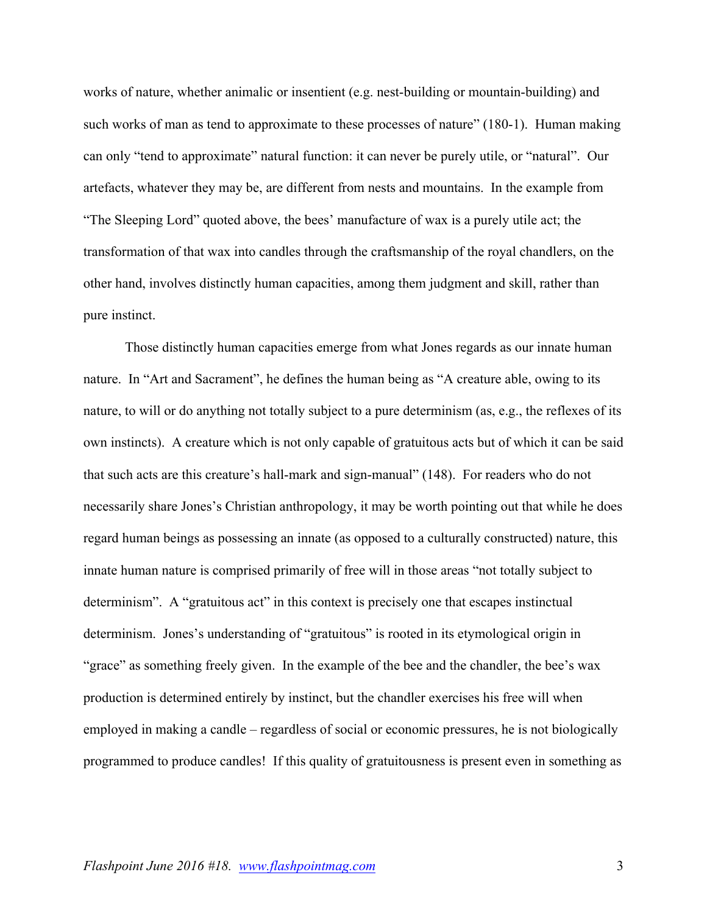works of nature, whether animalic or insentient (e.g. nest-building or mountain-building) and such works of man as tend to approximate to these processes of nature" (180-1). Human making can only "tend to approximate" natural function: it can never be purely utile, or "natural". Our artefacts, whatever they may be, are different from nests and mountains. In the example from "The Sleeping Lord" quoted above, the bees' manufacture of wax is a purely utile act; the transformation of that wax into candles through the craftsmanship of the royal chandlers, on the other hand, involves distinctly human capacities, among them judgment and skill, rather than pure instinct.

Those distinctly human capacities emerge from what Jones regards as our innate human nature. In "Art and Sacrament", he defines the human being as "A creature able, owing to its nature, to will or do anything not totally subject to a pure determinism (as, e.g., the reflexes of its own instincts). A creature which is not only capable of gratuitous acts but of which it can be said that such acts are this creature's hall-mark and sign-manual" (148). For readers who do not necessarily share Jones's Christian anthropology, it may be worth pointing out that while he does regard human beings as possessing an innate (as opposed to a culturally constructed) nature, this innate human nature is comprised primarily of free will in those areas "not totally subject to determinism". A "gratuitous act" in this context is precisely one that escapes instinctual determinism. Jones's understanding of "gratuitous" is rooted in its etymological origin in "grace" as something freely given. In the example of the bee and the chandler, the bee's wax production is determined entirely by instinct, but the chandler exercises his free will when employed in making a candle – regardless of social or economic pressures, he is not biologically programmed to produce candles! If this quality of gratuitousness is present even in something as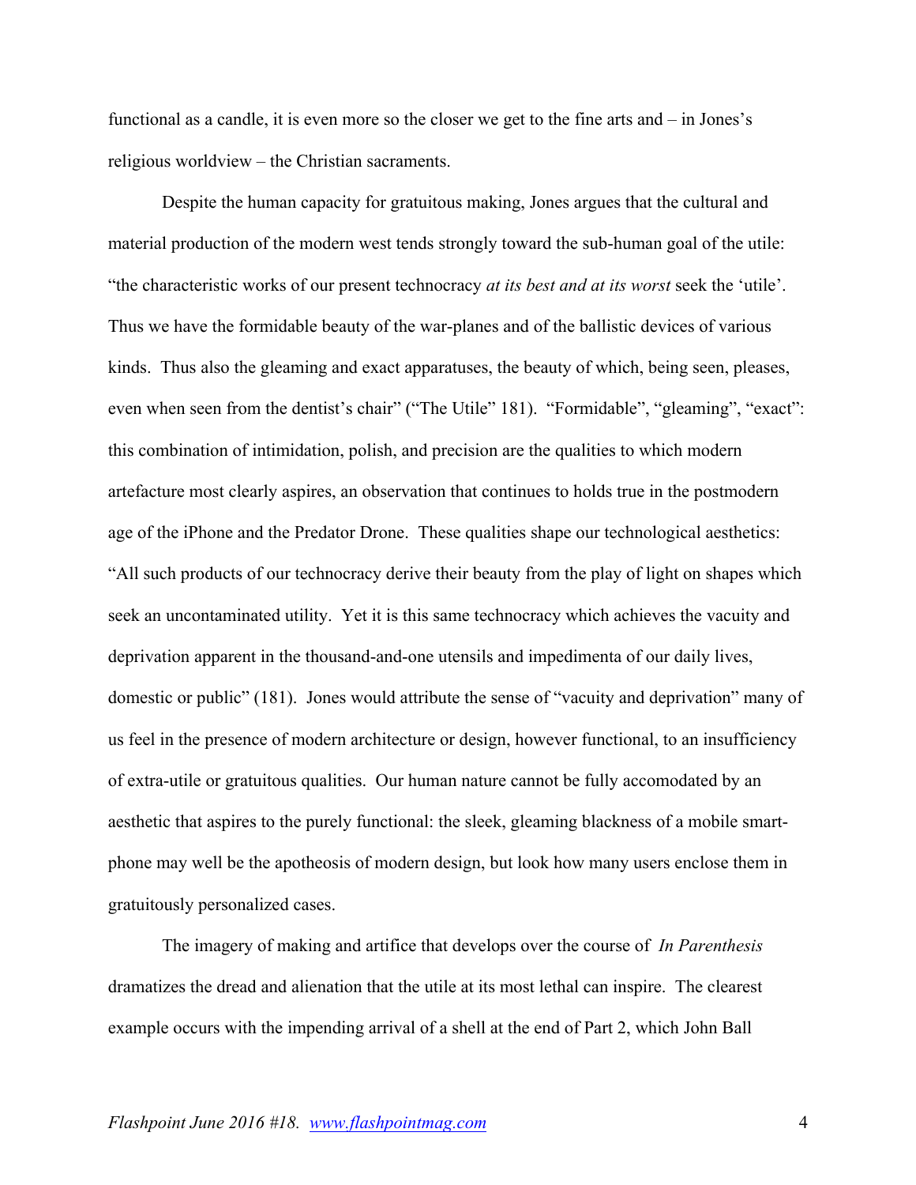functional as a candle, it is even more so the closer we get to the fine arts and – in Jones's religious worldview – the Christian sacraments.

Despite the human capacity for gratuitous making, Jones argues that the cultural and material production of the modern west tends strongly toward the sub-human goal of the utile: "the characteristic works of our present technocracy *at its best and at its worst* seek the 'utile'. Thus we have the formidable beauty of the war-planes and of the ballistic devices of various kinds. Thus also the gleaming and exact apparatuses, the beauty of which, being seen, pleases, even when seen from the dentist's chair" ("The Utile" 181). "Formidable", "gleaming", "exact": this combination of intimidation, polish, and precision are the qualities to which modern artefacture most clearly aspires, an observation that continues to holds true in the postmodern age of the iPhone and the Predator Drone. These qualities shape our technological aesthetics: "All such products of our technocracy derive their beauty from the play of light on shapes which seek an uncontaminated utility. Yet it is this same technocracy which achieves the vacuity and deprivation apparent in the thousand-and-one utensils and impedimenta of our daily lives, domestic or public" (181). Jones would attribute the sense of "vacuity and deprivation" many of us feel in the presence of modern architecture or design, however functional, to an insufficiency of extra-utile or gratuitous qualities. Our human nature cannot be fully accomodated by an aesthetic that aspires to the purely functional: the sleek, gleaming blackness of a mobile smart-phone may well be the apotheosis of modern design, but look how many users enclose them in gratuitously personalized cases.

The imagery of making and artifice that develops over the course of *In Parenthesis* dramatizes the dread and alienation that the utile at its most lethal can inspire. The clearest example occurs with the impending arrival of a shell at the end of Part 2, which John Ball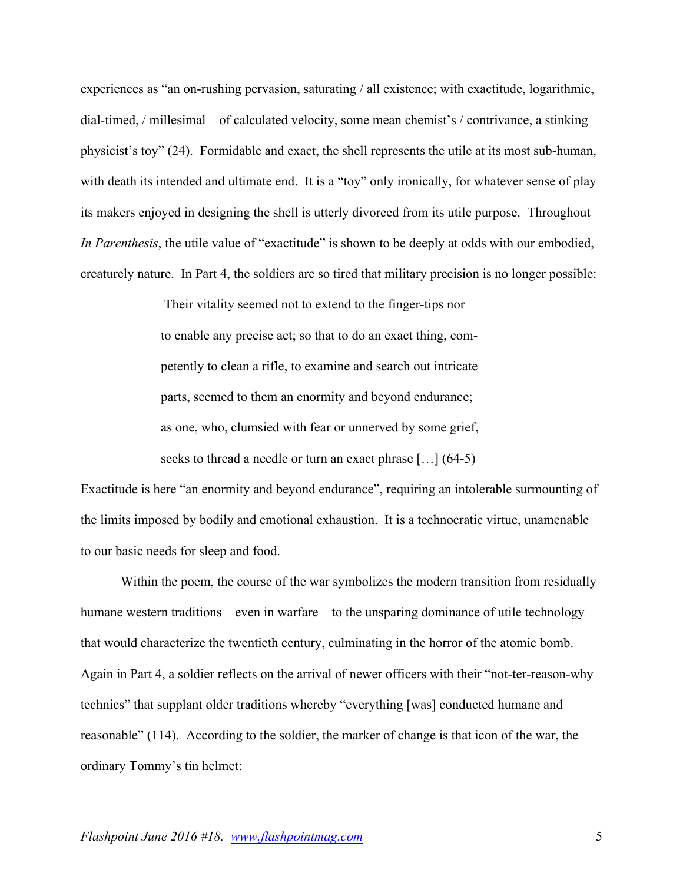experiences as "an on-rushing pervasion, saturating / all existence; with exactitude, logarithmic, dial-timed, / millesimal – of calculated velocity, some mean chemist's / contrivance, a stinking physicist's toy" (24). Formidable and exact, the shell represents the utile at its most sub-human, with death its intended and ultimate end. It is a "toy" only ironically, for whatever sense of play its makers enjoyed in designing the shell is utterly divorced from its utile purpose. Throughout *In Parenthesis*, the utile value of "exactitude" is shown to be deeply at odds with our embodied, creaturely nature. In Part 4, the soldiers are so tired that military precision is no longer possible:

> Their vitality seemed not to extend to the finger-tips nor
> to enable any precise act; so that to do an exact thing, com-
> petently to clean a rifle, to examine and search out intricate
> parts, seemed to them an enormity and beyond endurance;
> as one, who, clumsied with fear or unnerved by some grief,
> seeks to thread a needle or turn an exact phrase [...] (64-5)

Exactitude is here "an enormity and beyond endurance", requiring an intolerable surmounting of the limits imposed by bodily and emotional exhaustion. It is a technocratic virtue, unamenable to our basic needs for sleep and food.

Within the poem, the course of the war symbolizes the modern transition from residually humane western traditions – even in warfare – to the unsparing dominance of utile technology that would characterize the twentieth century, culminating in the horror of the atomic bomb. Again in Part 4, a soldier reflects on the arrival of newer officers with their "not-ter-reason-why technics" that supplant older traditions whereby "everything [was] conducted humane and reasonable" (114). According to the soldier, the marker of change is that icon of the war, the ordinary Tommy's tin helmet: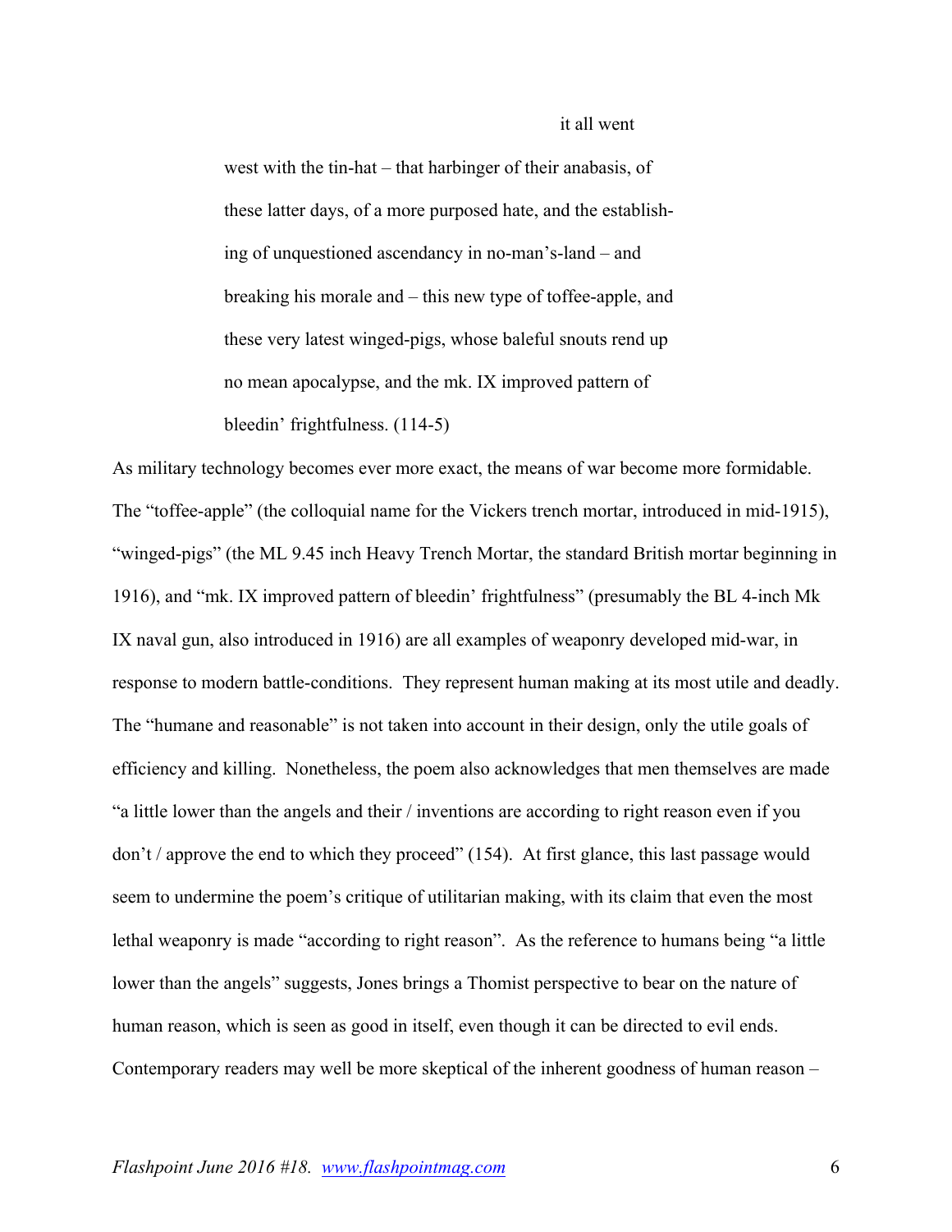it all went

west with the tin-hat – that harbinger of their anabasis, of
these latter days, of a more purposed hate, and the establish-
ing of unquestioned ascendancy in no-man's-land – and
breaking his morale and – this new type of toffee-apple, and
these very latest winged-pigs, whose baleful snouts rend up
no mean apocalypse, and the mk. IX improved pattern of
bleedin' frightfulness. (114-5)

As military technology becomes ever more exact, the means of war become more formidable. The "toffee-apple" (the colloquial name for the Vickers trench mortar, introduced in mid-1915), "winged-pigs" (the ML 9.45 inch Heavy Trench Mortar, the standard British mortar beginning in 1916), and "mk. IX improved pattern of bleedin' frightfulness" (presumably the BL 4-inch Mk IX naval gun, also introduced in 1916) are all examples of weaponry developed mid-war, in response to modern battle-conditions. They represent human making at its most utile and deadly. The "humane and reasonable" is not taken into account in their design, only the utile goals of efficiency and killing. Nonetheless, the poem also acknowledges that men themselves are made "a little lower than the angels and their / inventions are according to right reason even if you don't / approve the end to which they proceed" (154). At first glance, this last passage would seem to undermine the poem's critique of utilitarian making, with its claim that even the most lethal weaponry is made "according to right reason". As the reference to humans being "a little lower than the angels" suggests, Jones brings a Thomist perspective to bear on the nature of human reason, which is seen as good in itself, even though it can be directed to evil ends. Contemporary readers may well be more skeptical of the inherent goodness of human reason –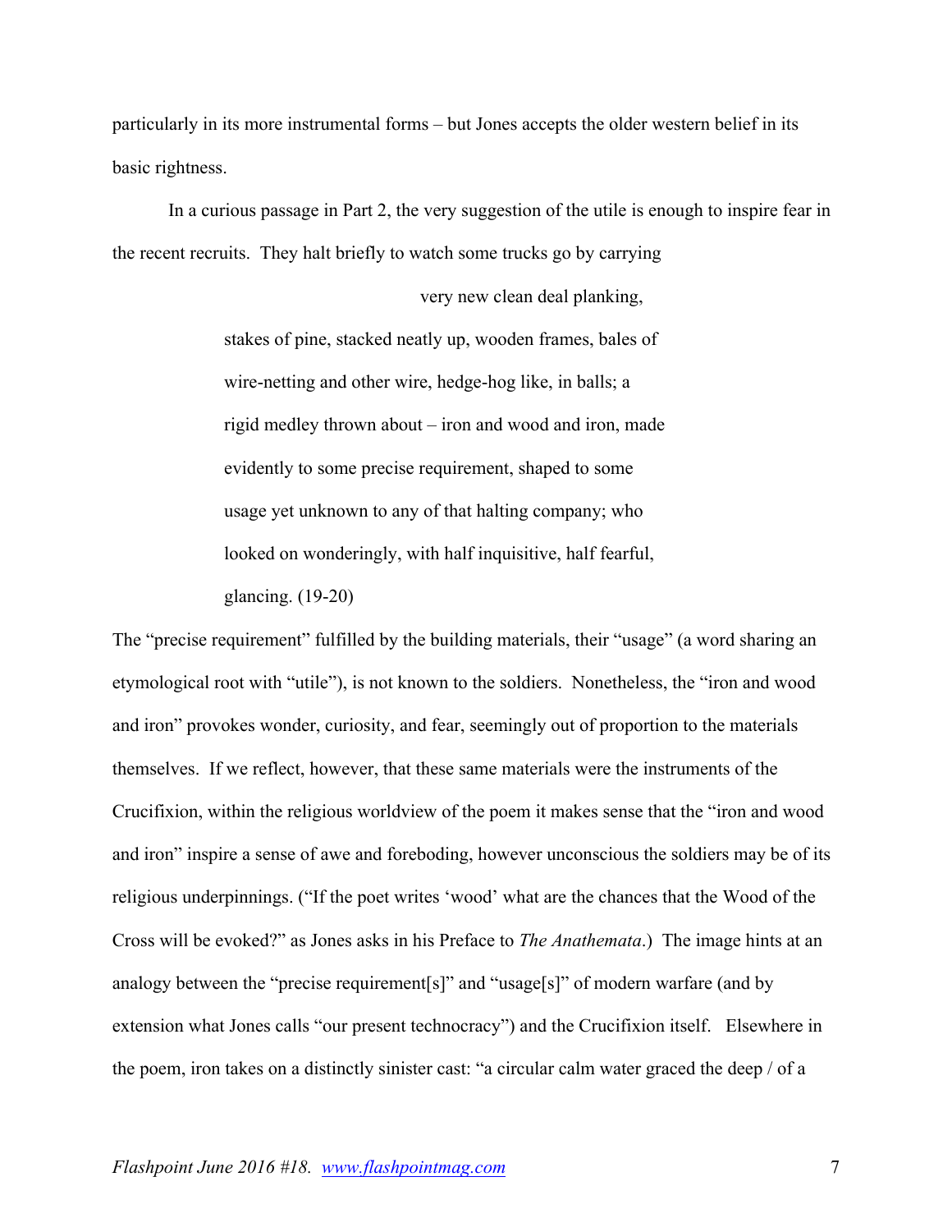particularly in its more instrumental forms – but Jones accepts the older western belief in its basic rightness.

In a curious passage in Part 2, the very suggestion of the utile is enough to inspire fear in the recent recruits. They halt briefly to watch some trucks go by carrying

> very new clean deal planking,
> stakes of pine, stacked neatly up, wooden frames, bales of
> wire-netting and other wire, hedge-hog like, in balls; a
> rigid medley thrown about – iron and wood and iron, made
> evidently to some precise requirement, shaped to some
> usage yet unknown to any of that halting company; who
> looked on wonderingly, with half inquisitive, half fearful,
> glancing. (19-20)

The "precise requirement" fulfilled by the building materials, their "usage" (a word sharing an etymological root with "utile"), is not known to the soldiers. Nonetheless, the "iron and wood and iron" provokes wonder, curiosity, and fear, seemingly out of proportion to the materials themselves. If we reflect, however, that these same materials were the instruments of the Crucifixion, within the religious worldview of the poem it makes sense that the "iron and wood and iron" inspire a sense of awe and foreboding, however unconscious the soldiers may be of its religious underpinnings. ("If the poet writes 'wood' what are the chances that the Wood of the Cross will be evoked?" as Jones asks in his Preface to *The Anathemata*.) The image hints at an analogy between the "precise requirement[s]" and "usage[s]" of modern warfare (and by extension what Jones calls "our present technocracy") and the Crucifixion itself. Elsewhere in the poem, iron takes on a distinctly sinister cast: "a circular calm water graced the deep / of a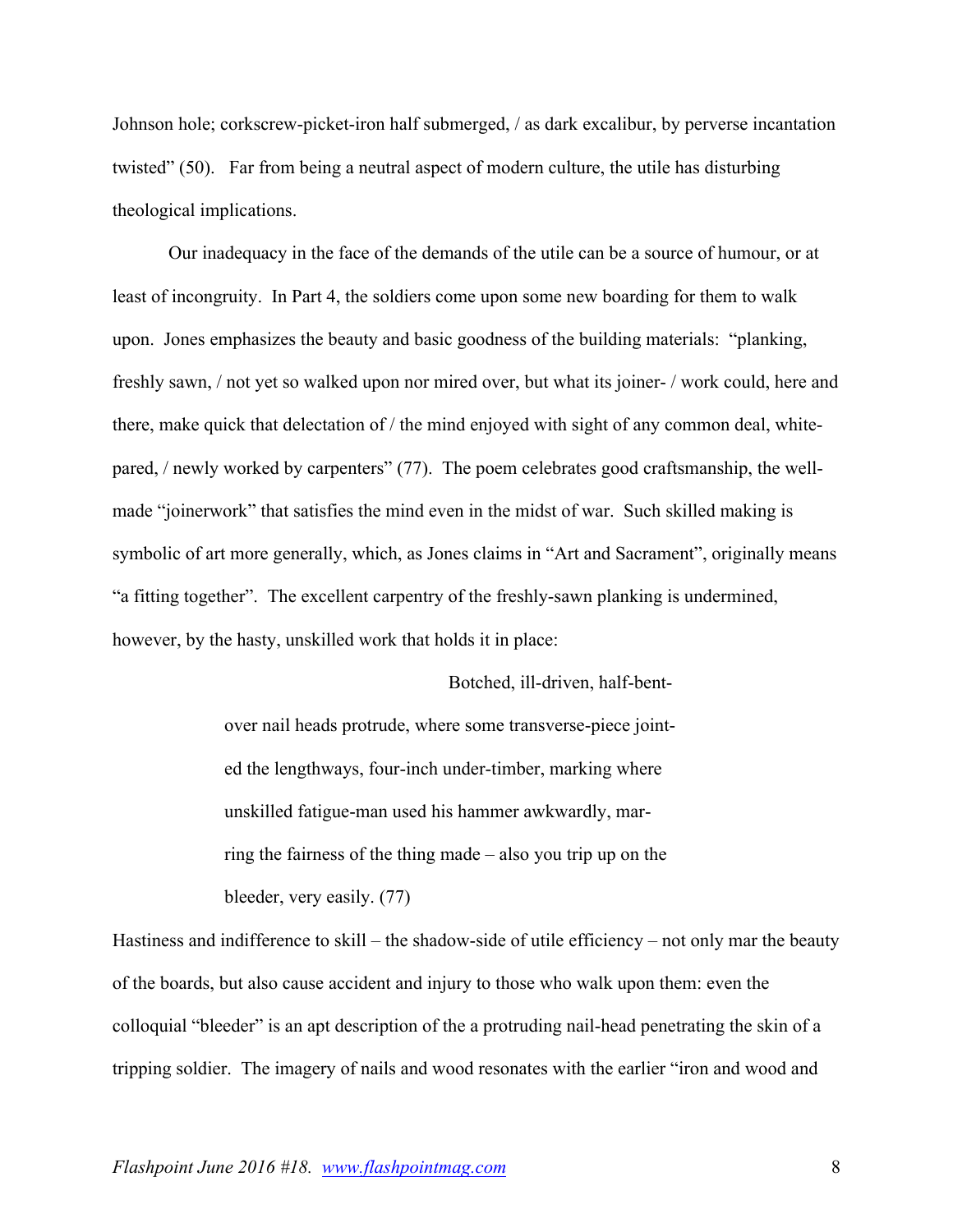Johnson hole; corkscrew-picket-iron half submerged, / as dark excalibur, by perverse incantation twisted" (50). Far from being a neutral aspect of modern culture, the utile has disturbing theological implications.

Our inadequacy in the face of the demands of the utile can be a source of humour, or at least of incongruity. In Part 4, the soldiers come upon some new boarding for them to walk upon. Jones emphasizes the beauty and basic goodness of the building materials: "planking, freshly sawn, / not yet so walked upon nor mired over, but what its joiner- / work could, here and there, make quick that delectation of / the mind enjoyed with sight of any common deal, white-pared, / newly worked by carpenters" (77). The poem celebrates good craftsmanship, the well-made "joinerwork" that satisfies the mind even in the midst of war. Such skilled making is symbolic of art more generally, which, as Jones claims in "Art and Sacrament", originally means "a fitting together". The excellent carpentry of the freshly-sawn planking is undermined, however, by the hasty, unskilled work that holds it in place:

> Botched, ill-driven, half-bent-
> over nail heads protrude, where some transverse-piece joint-
> ed the lengthways, four-inch under-timber, marking where
> unskilled fatigue-man used his hammer awkwardly, mar-
> ring the fairness of the thing made – also you trip up on the
> bleeder, very easily. (77)

Hastiness and indifference to skill – the shadow-side of utile efficiency – not only mar the beauty of the boards, but also cause accident and injury to those who walk upon them: even the colloquial "bleeder" is an apt description of the a protruding nail-head penetrating the skin of a tripping soldier. The imagery of nails and wood resonates with the earlier "iron and wood and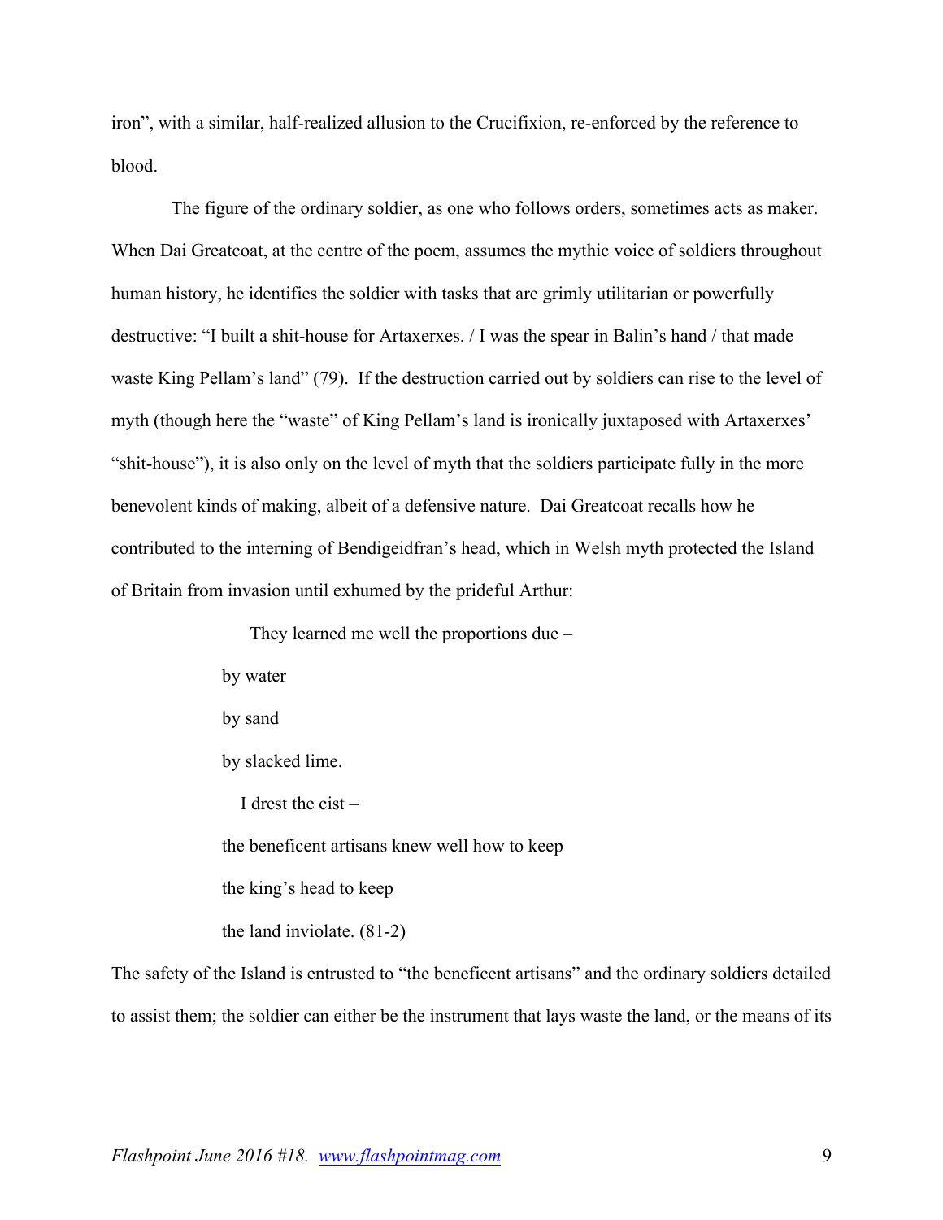iron", with a similar, half-realized allusion to the Crucifixion, re-enforced by the reference to blood.

The figure of the ordinary soldier, as one who follows orders, sometimes acts as maker. When Dai Greatcoat, at the centre of the poem, assumes the mythic voice of soldiers throughout human history, he identifies the soldier with tasks that are grimly utilitarian or powerfully destructive: "I built a shit-house for Artaxerxes. / I was the spear in Balin's hand / that made waste King Pellam's land" (79). If the destruction carried out by soldiers can rise to the level of myth (though here the "waste" of King Pellam's land is ironically juxtaposed with Artaxerxes' "shit-house"), it is also only on the level of myth that the soldiers participate fully in the more benevolent kinds of making, albeit of a defensive nature. Dai Greatcoat recalls how he contributed to the interning of Bendigeidfran's head, which in Welsh myth protected the Island of Britain from invasion until exhumed by the prideful Arthur:

> They learned me well the proportions due –
>
> by water
>
> by sand
>
> by slacked lime.
>
> I drest the cist –
>
> the beneficent artisans knew well how to keep
>
> the king's head to keep
>
> the land inviolate. (81-2)

The safety of the Island is entrusted to "the beneficent artisans" and the ordinary soldiers detailed to assist them; the soldier can either be the instrument that lays waste the land, or the means of its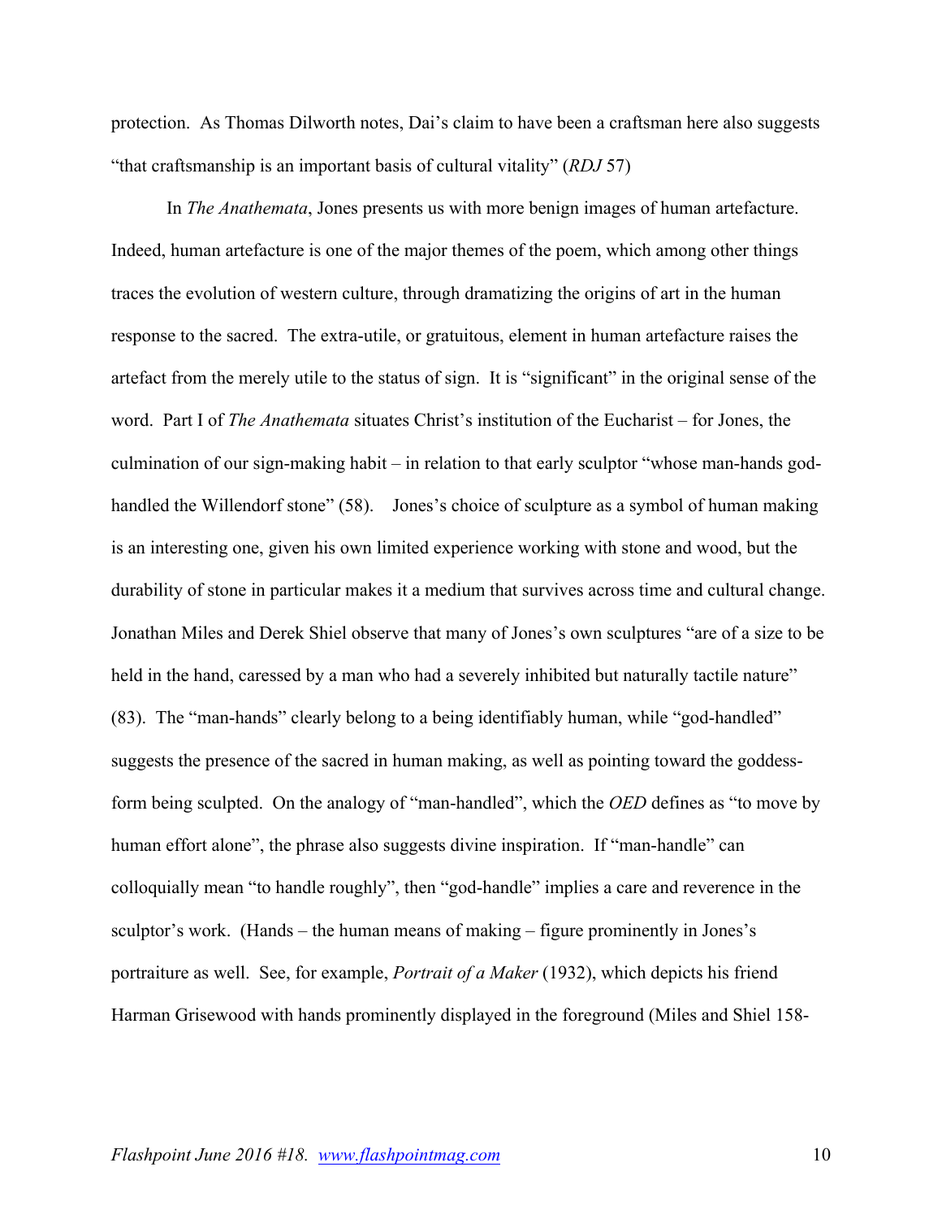protection. As Thomas Dilworth notes, Dai's claim to have been a craftsman here also suggests "that craftsmanship is an important basis of cultural vitality" (*RDJ* 57)

In *The Anathemata*, Jones presents us with more benign images of human artefacture. Indeed, human artefacture is one of the major themes of the poem, which among other things traces the evolution of western culture, through dramatizing the origins of art in the human response to the sacred. The extra-utile, or gratuitous, element in human artefacture raises the artefact from the merely utile to the status of sign. It is "significant" in the original sense of the word. Part I of *The Anathemata* situates Christ's institution of the Eucharist – for Jones, the culmination of our sign-making habit – in relation to that early sculptor "whose man-hands god-handled the Willendorf stone" (58). Jones's choice of sculpture as a symbol of human making is an interesting one, given his own limited experience working with stone and wood, but the durability of stone in particular makes it a medium that survives across time and cultural change. Jonathan Miles and Derek Shiel observe that many of Jones's own sculptures "are of a size to be held in the hand, caressed by a man who had a severely inhibited but naturally tactile nature" (83). The "man-hands" clearly belong to a being identifiably human, while "god-handled" suggests the presence of the sacred in human making, as well as pointing toward the goddess-form being sculpted. On the analogy of "man-handled", which the *OED* defines as "to move by human effort alone", the phrase also suggests divine inspiration. If "man-handle" can colloquially mean "to handle roughly", then "god-handle" implies a care and reverence in the sculptor's work. (Hands – the human means of making – figure prominently in Jones's portraiture as well. See, for example, *Portrait of a Maker* (1932), which depicts his friend Harman Grisewood with hands prominently displayed in the foreground (Miles and Shiel 158-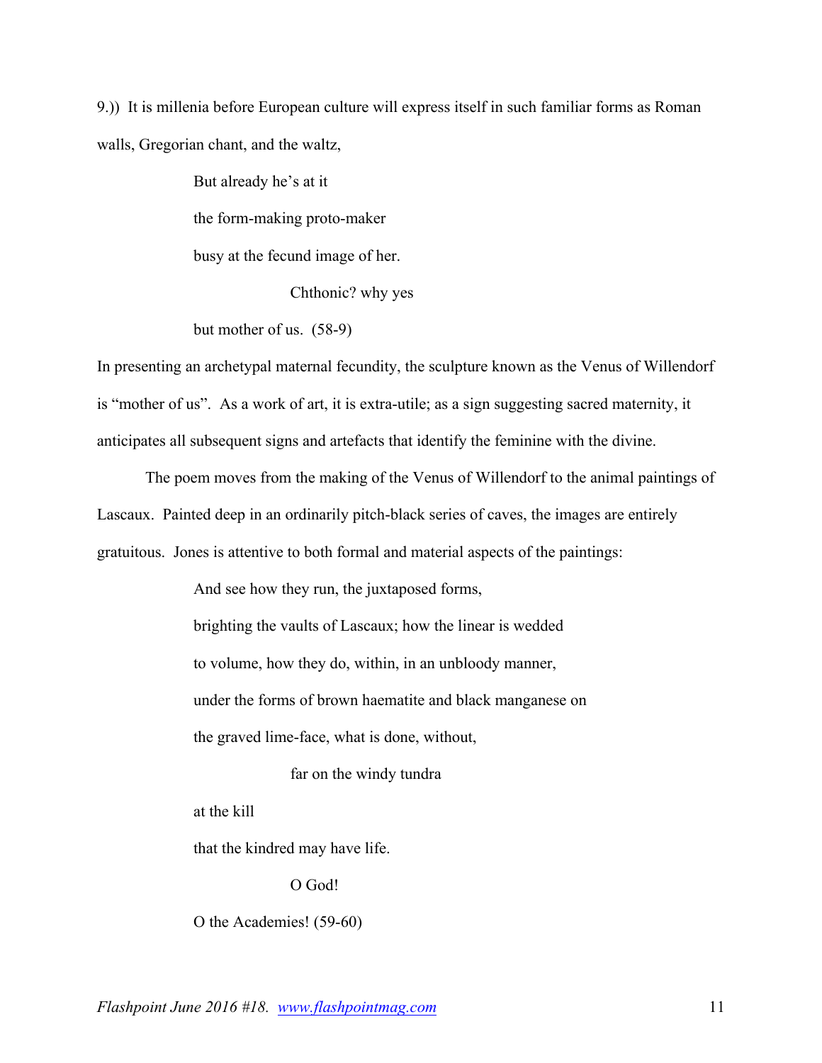9.)) It is millenia before European culture will express itself in such familiar forms as Roman walls, Gregorian chant, and the waltz,

> But already he's at it
>
> the form-making proto-maker
>
> busy at the fecund image of her.
>
> Chthonic? why yes
>
> but mother of us. (58-9)

In presenting an archetypal maternal fecundity, the sculpture known as the Venus of Willendorf is "mother of us". As a work of art, it is extra-utile; as a sign suggesting sacred maternity, it anticipates all subsequent signs and artefacts that identify the feminine with the divine.

The poem moves from the making of the Venus of Willendorf to the animal paintings of Lascaux. Painted deep in an ordinarily pitch-black series of caves, the images are entirely gratuitous. Jones is attentive to both formal and material aspects of the paintings:

> And see how they run, the juxtaposed forms,
>
> brighting the vaults of Lascaux; how the linear is wedded
>
> to volume, how they do, within, in an unbloody manner,
>
> under the forms of brown haematite and black manganese on
>
> the graved lime-face, what is done, without,
>
> far on the windy tundra
>
> at the kill
>
> that the kindred may have life.
>
> O God!
>
> O the Academies! (59-60)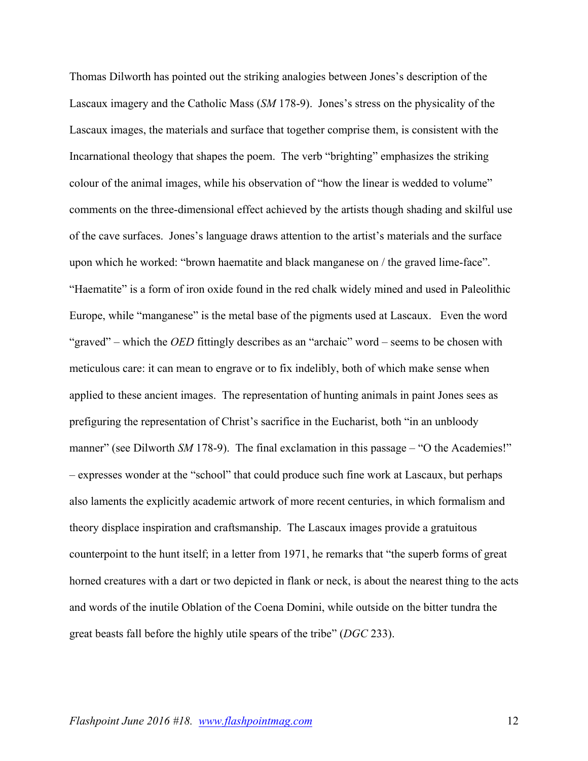Thomas Dilworth has pointed out the striking analogies between Jones's description of the Lascaux imagery and the Catholic Mass (*SM* 178-9). Jones's stress on the physicality of the Lascaux images, the materials and surface that together comprise them, is consistent with the Incarnational theology that shapes the poem. The verb "brighting" emphasizes the striking colour of the animal images, while his observation of "how the linear is wedded to volume" comments on the three-dimensional effect achieved by the artists though shading and skilful use of the cave surfaces. Jones's language draws attention to the artist's materials and the surface upon which he worked: "brown haematite and black manganese on / the graved lime-face". "Haematite" is a form of iron oxide found in the red chalk widely mined and used in Paleolithic Europe, while "manganese" is the metal base of the pigments used at Lascaux. Even the word "graved" – which the *OED* fittingly describes as an "archaic" word – seems to be chosen with meticulous care: it can mean to engrave or to fix indelibly, both of which make sense when applied to these ancient images. The representation of hunting animals in paint Jones sees as prefiguring the representation of Christ's sacrifice in the Eucharist, both "in an unbloody manner" (see Dilworth *SM* 178-9). The final exclamation in this passage – "O the Academies!" – expresses wonder at the "school" that could produce such fine work at Lascaux, but perhaps also laments the explicitly academic artwork of more recent centuries, in which formalism and theory displace inspiration and craftsmanship. The Lascaux images provide a gratuitous counterpoint to the hunt itself; in a letter from 1971, he remarks that "the superb forms of great horned creatures with a dart or two depicted in flank or neck, is about the nearest thing to the acts and words of the inutile Oblation of the Coena Domini, while outside on the bitter tundra the great beasts fall before the highly utile spears of the tribe" (*DGC* 233).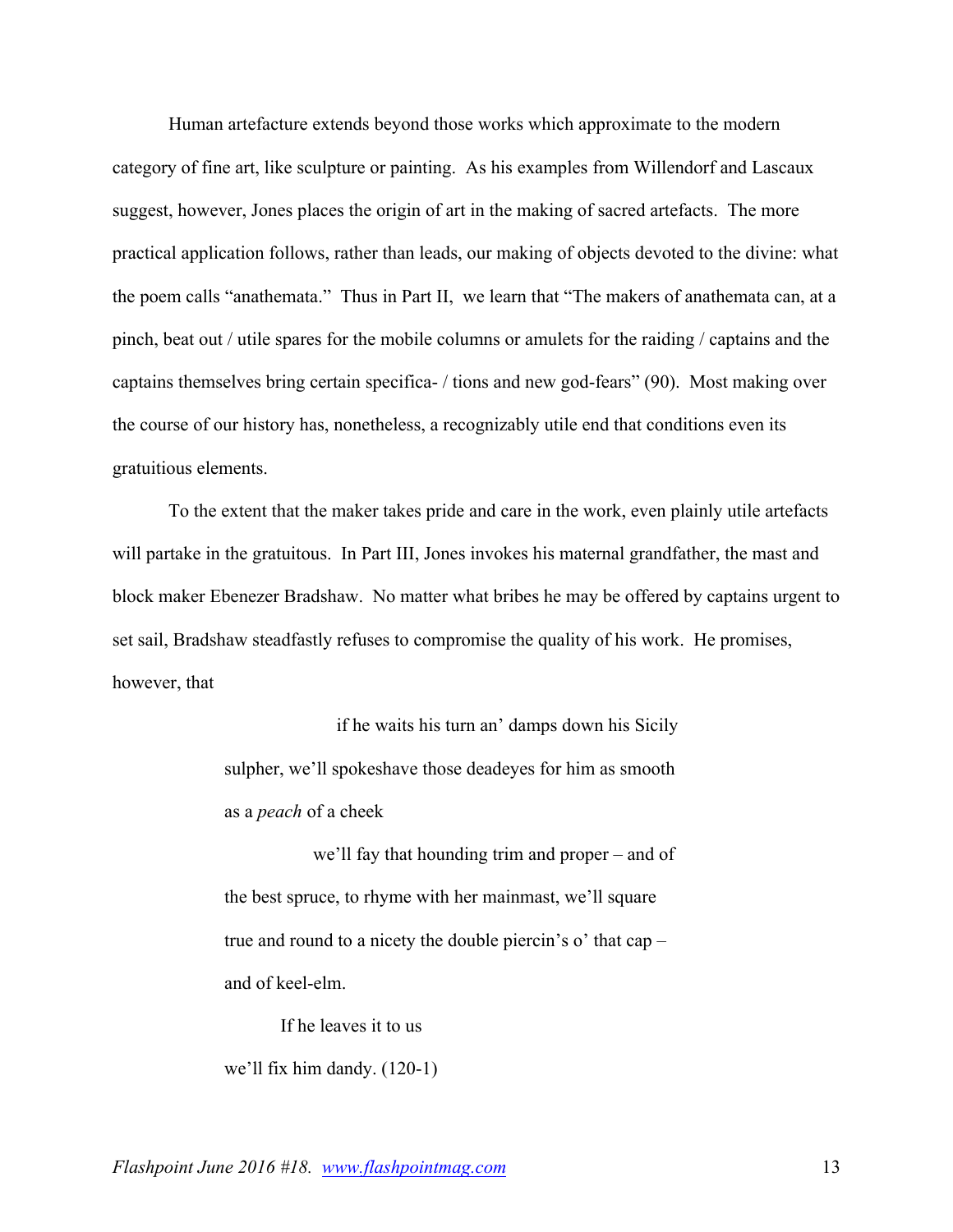Human artefacture extends beyond those works which approximate to the modern category of fine art, like sculpture or painting. As his examples from Willendorf and Lascaux suggest, however, Jones places the origin of art in the making of sacred artefacts. The more practical application follows, rather than leads, our making of objects devoted to the divine: what the poem calls "anathemata." Thus in Part II, we learn that "The makers of anathemata can, at a pinch, beat out / utile spares for the mobile columns or amulets for the raiding / captains and the captains themselves bring certain specifica- / tions and new god-fears" (90). Most making over the course of our history has, nonetheless, a recognizably utile end that conditions even its gratuitious elements.

To the extent that the maker takes pride and care in the work, even plainly utile artefacts will partake in the gratuitous. In Part III, Jones invokes his maternal grandfather, the mast and block maker Ebenezer Bradshaw. No matter what bribes he may be offered by captains urgent to set sail, Bradshaw steadfastly refuses to compromise the quality of his work. He promises, however, that

> if he waits his turn an' damps down his Sicily
> sulpher, we'll spokeshave those deadeyes for him as smooth
> as a *peach* of a cheek
>
> we'll fay that hounding trim and proper – and of
> the best spruce, to rhyme with her mainmast, we'll square
> true and round to a nicety the double piercin's o' that cap –
> and of keel-elm.
>
> If he leaves it to us
> we'll fix him dandy. (120-1)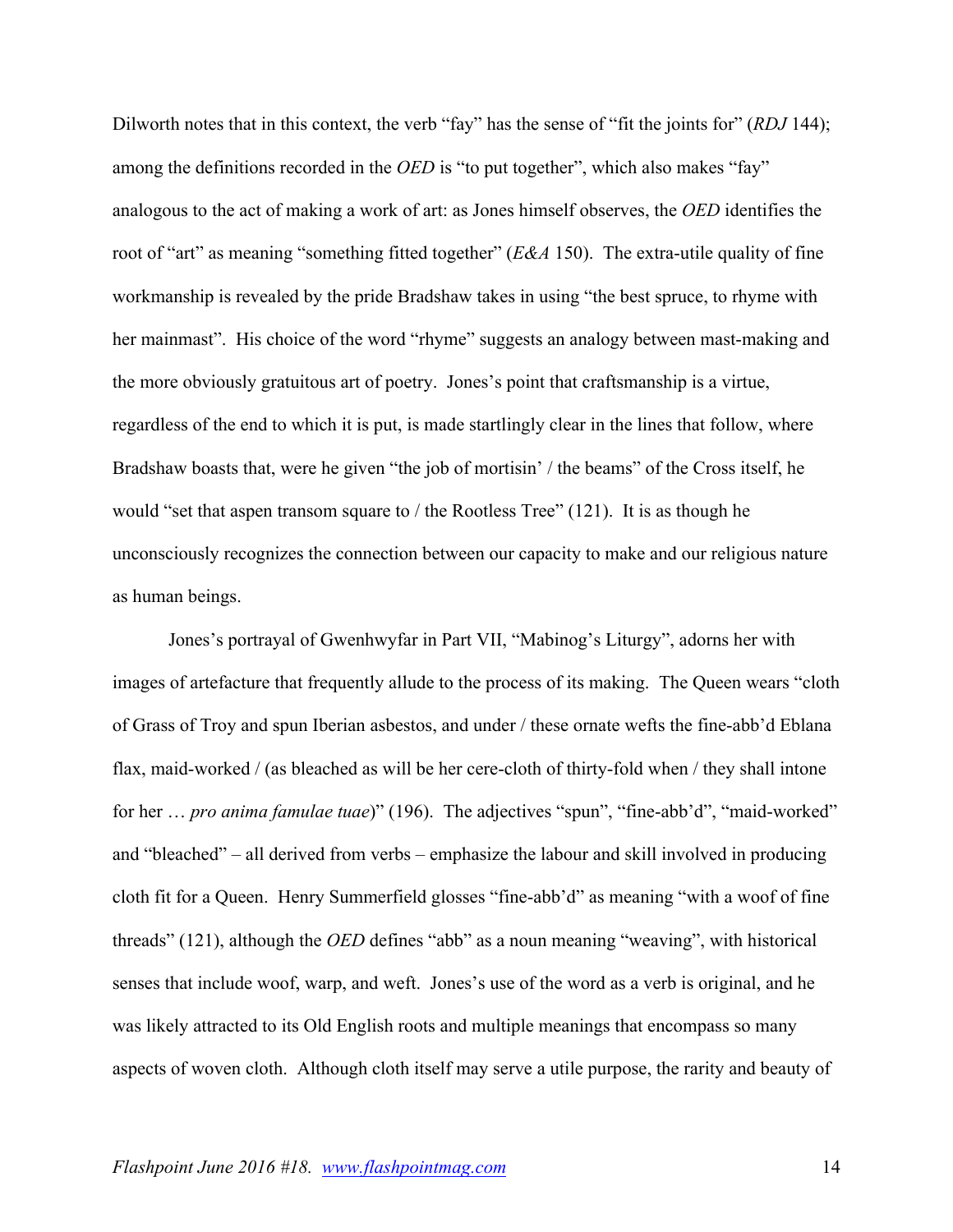Dilworth notes that in this context, the verb "fay" has the sense of "fit the joints for" (*RDJ* 144); among the definitions recorded in the *OED* is "to put together", which also makes "fay" analogous to the act of making a work of art: as Jones himself observes, the *OED* identifies the root of "art" as meaning "something fitted together" (*E&A* 150). The extra-utile quality of fine workmanship is revealed by the pride Bradshaw takes in using "the best spruce, to rhyme with her mainmast". His choice of the word "rhyme" suggests an analogy between mast-making and the more obviously gratuitous art of poetry. Jones's point that craftsmanship is a virtue, regardless of the end to which it is put, is made startlingly clear in the lines that follow, where Bradshaw boasts that, were he given "the job of mortisin' / the beams" of the Cross itself, he would "set that aspen transom square to / the Rootless Tree" (121). It is as though he unconsciously recognizes the connection between our capacity to make and our religious nature as human beings.

Jones's portrayal of Gwenhwyfar in Part VII, "Mabinog's Liturgy", adorns her with images of artefacture that frequently allude to the process of its making. The Queen wears "cloth of Grass of Troy and spun Iberian asbestos, and under / these ornate wefts the fine-abb'd Eblana flax, maid-worked / (as bleached as will be her cere-cloth of thirty-fold when / they shall intone for her … *pro anima famulae tuae*)" (196). The adjectives "spun", "fine-abb'd", "maid-worked" and "bleached" – all derived from verbs – emphasize the labour and skill involved in producing cloth fit for a Queen. Henry Summerfield glosses "fine-abb'd" as meaning "with a woof of fine threads" (121), although the *OED* defines "abb" as a noun meaning "weaving", with historical senses that include woof, warp, and weft. Jones's use of the word as a verb is original, and he was likely attracted to its Old English roots and multiple meanings that encompass so many aspects of woven cloth. Although cloth itself may serve a utile purpose, the rarity and beauty of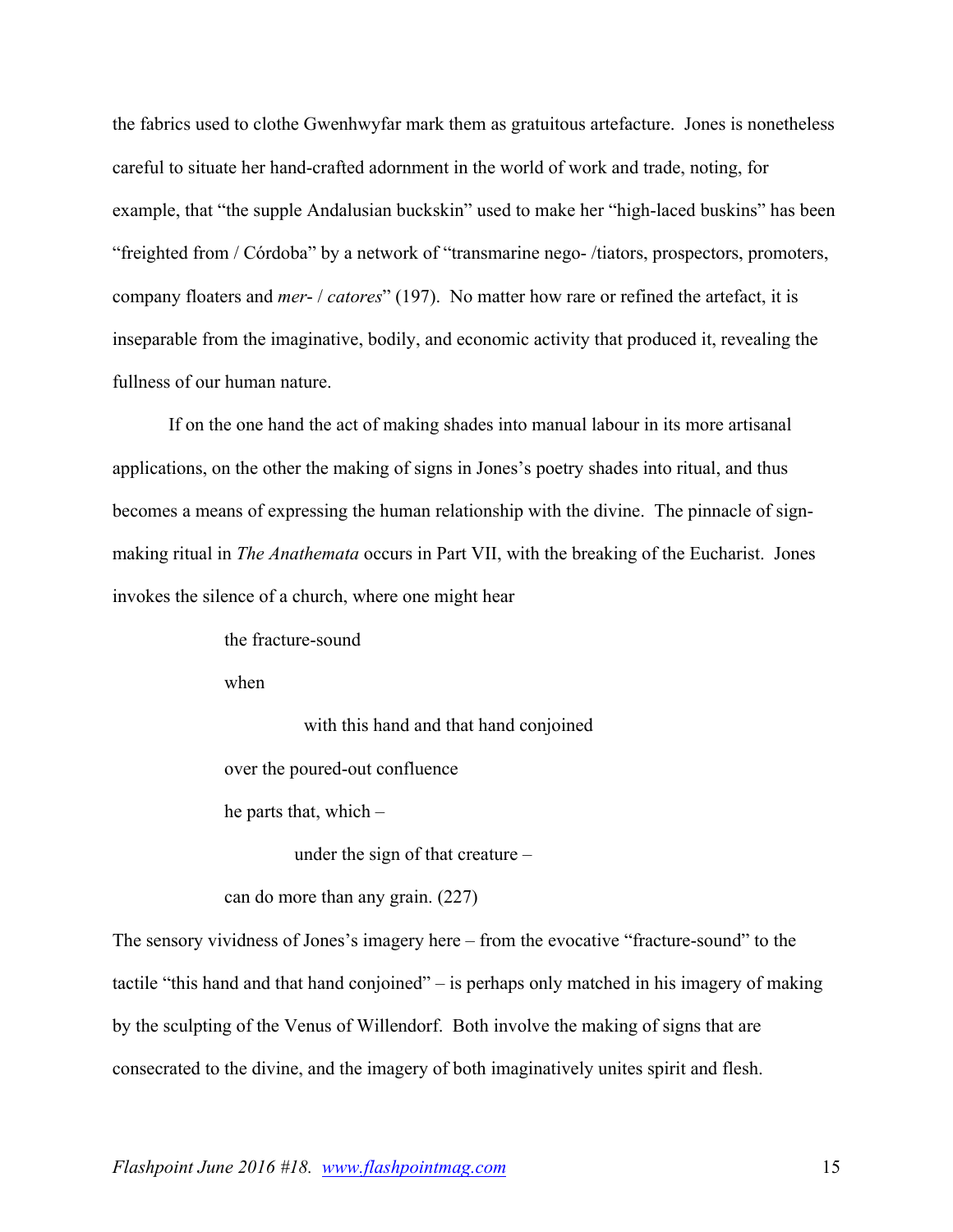the fabrics used to clothe Gwenhwyfar mark them as gratuitous artefacture. Jones is nonetheless careful to situate her hand-crafted adornment in the world of work and trade, noting, for example, that "the supple Andalusian buckskin" used to make her "high-laced buskins" has been "freighted from / Córdoba" by a network of "transmarine nego- /tiators, prospectors, promoters, company floaters and *mer*- / *catores*" (197). No matter how rare or refined the artefact, it is inseparable from the imaginative, bodily, and economic activity that produced it, revealing the fullness of our human nature.

If on the one hand the act of making shades into manual labour in its more artisanal applications, on the other the making of signs in Jones's poetry shades into ritual, and thus becomes a means of expressing the human relationship with the divine. The pinnacle of sign-making ritual in *The Anathemata* occurs in Part VII, with the breaking of the Eucharist. Jones invokes the silence of a church, where one might hear

> the fracture-sound
>
> when
>
> &nbsp;&nbsp;&nbsp;&nbsp;&nbsp;&nbsp;&nbsp;&nbsp;with this hand and that hand conjoined
>
> over the poured-out confluence
>
> he parts that, which –
>
> &nbsp;&nbsp;&nbsp;&nbsp;&nbsp;&nbsp;&nbsp;under the sign of that creature –
>
> can do more than any grain. (227)

The sensory vividness of Jones's imagery here – from the evocative "fracture-sound" to the tactile "this hand and that hand conjoined" – is perhaps only matched in his imagery of making by the sculpting of the Venus of Willendorf. Both involve the making of signs that are consecrated to the divine, and the imagery of both imaginatively unites spirit and flesh.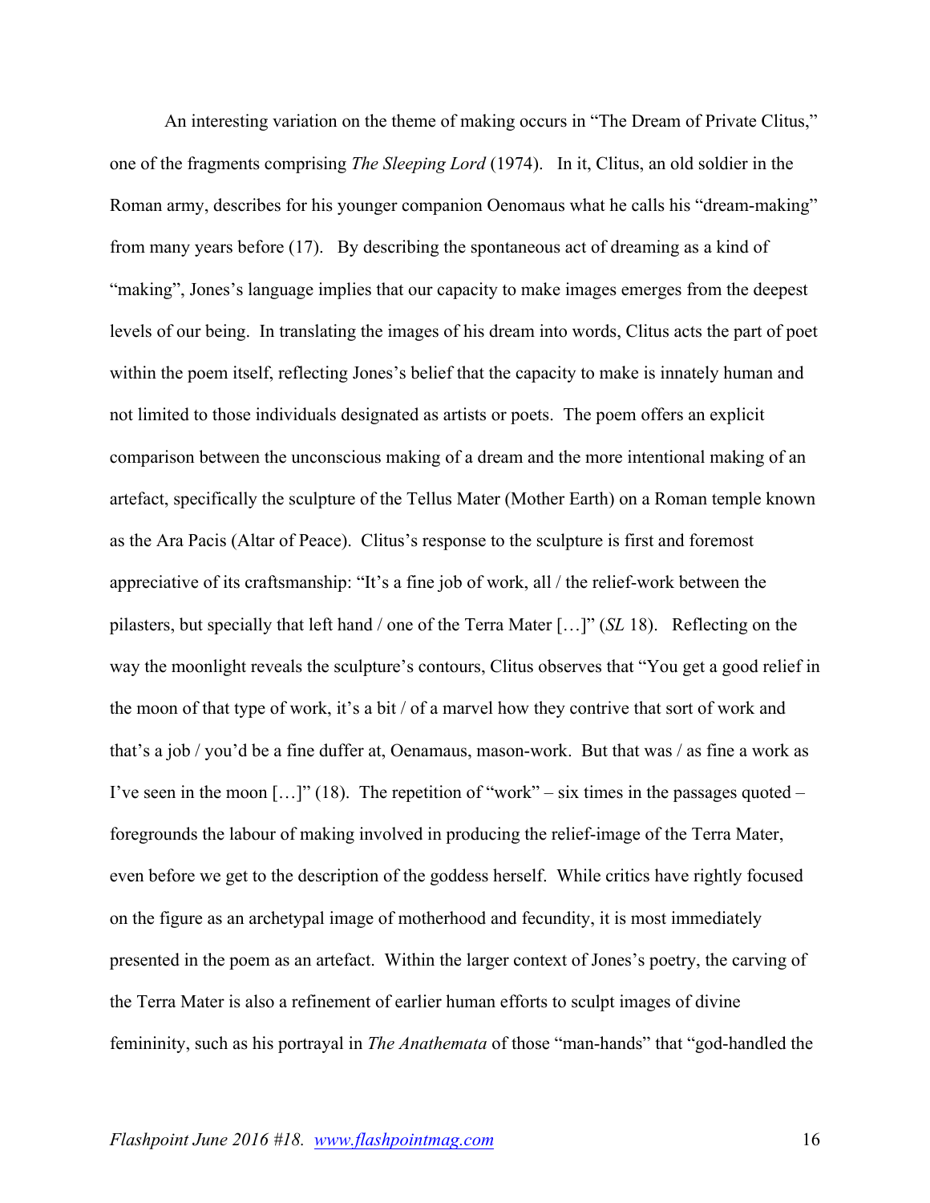An interesting variation on the theme of making occurs in "The Dream of Private Clitus," one of the fragments comprising *The Sleeping Lord* (1974). In it, Clitus, an old soldier in the Roman army, describes for his younger companion Oenomaus what he calls his "dream-making" from many years before (17). By describing the spontaneous act of dreaming as a kind of "making", Jones's language implies that our capacity to make images emerges from the deepest levels of our being. In translating the images of his dream into words, Clitus acts the part of poet within the poem itself, reflecting Jones's belief that the capacity to make is innately human and not limited to those individuals designated as artists or poets. The poem offers an explicit comparison between the unconscious making of a dream and the more intentional making of an artefact, specifically the sculpture of the Tellus Mater (Mother Earth) on a Roman temple known as the Ara Pacis (Altar of Peace). Clitus's response to the sculpture is first and foremost appreciative of its craftsmanship: "It's a fine job of work, all / the relief-work between the pilasters, but specially that left hand / one of the Terra Mater […]" (*SL* 18). Reflecting on the way the moonlight reveals the sculpture's contours, Clitus observes that "You get a good relief in the moon of that type of work, it's a bit / of a marvel how they contrive that sort of work and that's a job / you'd be a fine duffer at, Oenamaus, mason-work. But that was / as fine a work as I've seen in the moon […]" (18). The repetition of "work" – six times in the passages quoted – foregrounds the labour of making involved in producing the relief-image of the Terra Mater, even before we get to the description of the goddess herself. While critics have rightly focused on the figure as an archetypal image of motherhood and fecundity, it is most immediately presented in the poem as an artefact. Within the larger context of Jones's poetry, the carving of the Terra Mater is also a refinement of earlier human efforts to sculpt images of divine femininity, such as his portrayal in *The Anathemata* of those "man-hands" that "god-handled the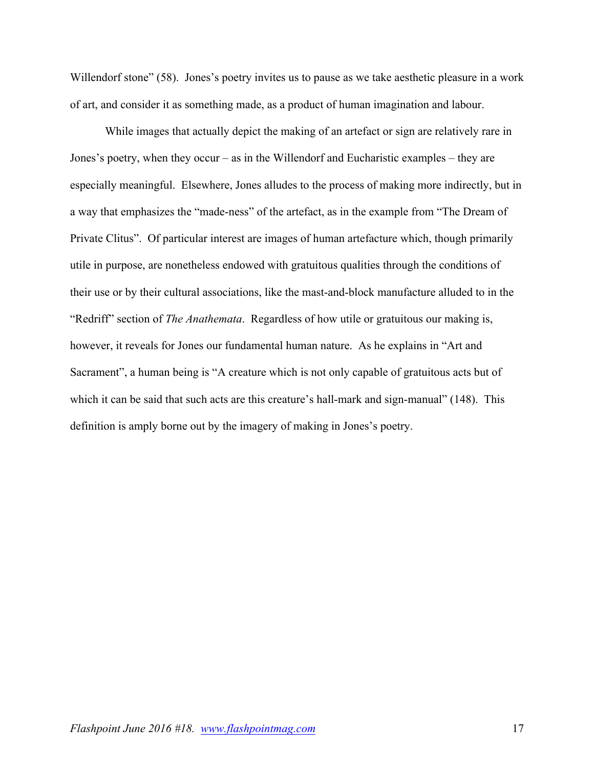Willendorf stone" (58). Jones's poetry invites us to pause as we take aesthetic pleasure in a work of art, and consider it as something made, as a product of human imagination and labour.

While images that actually depict the making of an artefact or sign are relatively rare in Jones's poetry, when they occur – as in the Willendorf and Eucharistic examples – they are especially meaningful. Elsewhere, Jones alludes to the process of making more indirectly, but in a way that emphasizes the "made-ness" of the artefact, as in the example from "The Dream of Private Clitus". Of particular interest are images of human artefacture which, though primarily utile in purpose, are nonetheless endowed with gratuitous qualities through the conditions of their use or by their cultural associations, like the mast-and-block manufacture alluded to in the "Redriff" section of *The Anathemata*. Regardless of how utile or gratuitous our making is, however, it reveals for Jones our fundamental human nature. As he explains in "Art and Sacrament", a human being is "A creature which is not only capable of gratuitous acts but of which it can be said that such acts are this creature's hall-mark and sign-manual" (148). This definition is amply borne out by the imagery of making in Jones's poetry.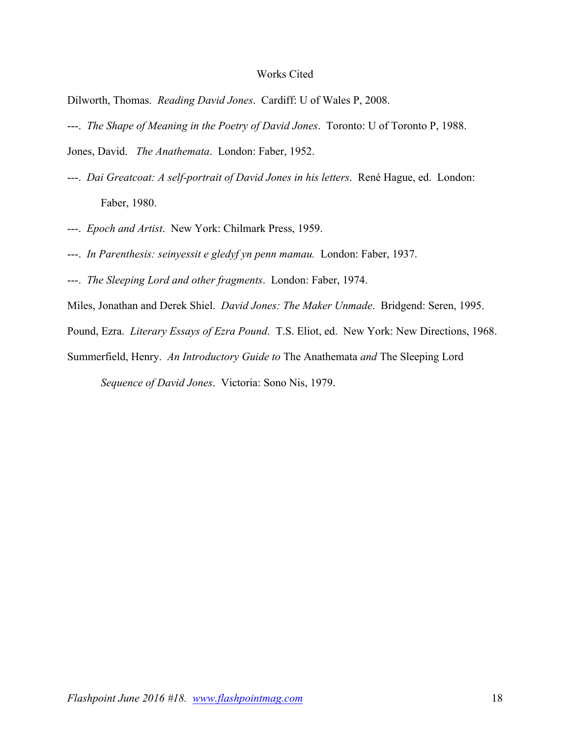## Works Cited

Dilworth, Thomas. *Reading David Jones*. Cardiff: U of Wales P, 2008.

---. *The Shape of Meaning in the Poetry of David Jones*. Toronto: U of Toronto P, 1988.

Jones, David. *The Anathemata*. London: Faber, 1952.

---. *Dai Greatcoat: A self-portrait of David Jones in his letters*. René Hague, ed. London: Faber, 1980.

---. *Epoch and Artist*. New York: Chilmark Press, 1959.

---. *In Parenthesis: seinyessit e gledyf yn penn mamau.* London: Faber, 1937.

---. *The Sleeping Lord and other fragments*. London: Faber, 1974.

Miles, Jonathan and Derek Shiel. *David Jones: The Maker Unmade*. Bridgend: Seren, 1995.

Pound, Ezra. *Literary Essays of Ezra Pound*. T.S. Eliot, ed. New York: New Directions, 1968.

Summerfield, Henry. *An Introductory Guide to* The Anathemata *and* The Sleeping Lord *Sequence of David Jones*. Victoria: Sono Nis, 1979.